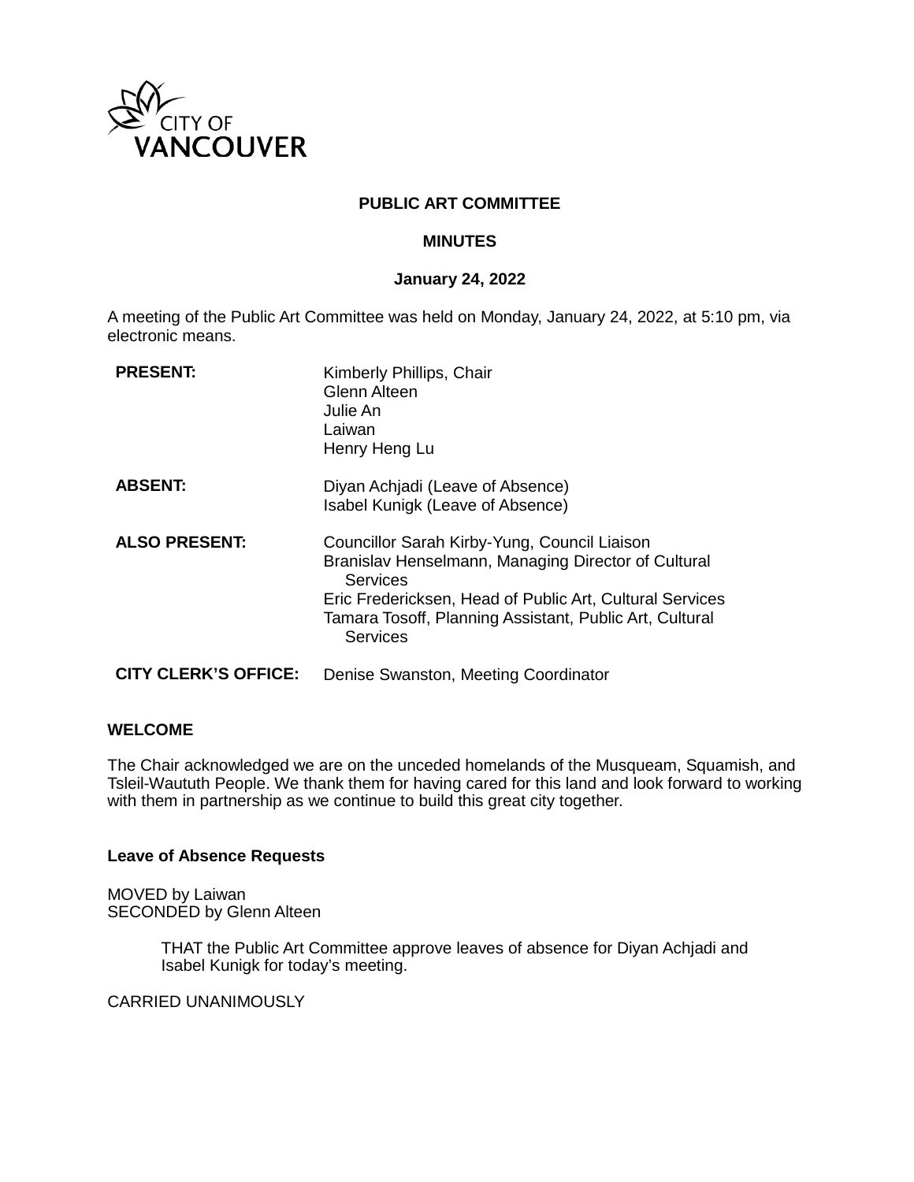CITY OF VANCOUVER

# PUBLIC ART COMMITTEE

## MINUTES

**January 24, 2022**

A meeting of the Public Art Committee was held on Monday, January 24, 2022, at 5:10 pm, via electronic means.

| | |
|---|---|
| **PRESENT:** | Kimberly Phillips, Chair<br>Glenn Alteen<br>Julie An<br>Laiwan<br>Henry Heng Lu |
| **ABSENT:** | Diyan Achjadi (Leave of Absence)<br>Isabel Kunigk (Leave of Absence) |
| **ALSO PRESENT:** | Councillor Sarah Kirby-Yung, Council Liaison<br>Branislav Henselmann, Managing Director of Cultural Services<br>Eric Fredericksen, Head of Public Art, Cultural Services<br>Tamara Tosoff, Planning Assistant, Public Art, Cultural Services |
| **CITY CLERK'S OFFICE:** | Denise Swanston, Meeting Coordinator |

### WELCOME

The Chair acknowledged we are on the unceded homelands of the Musqueam, Squamish, and Tsleil-Waututh People. We thank them for having cared for this land and look forward to working with them in partnership as we continue to build this great city together.

### Leave of Absence Requests

MOVED by Laiwan
SECONDED by Glenn Alteen

> THAT the Public Art Committee approve leaves of absence for Diyan Achjadi and Isabel Kunigk for today's meeting.

CARRIED UNANIMOUSLY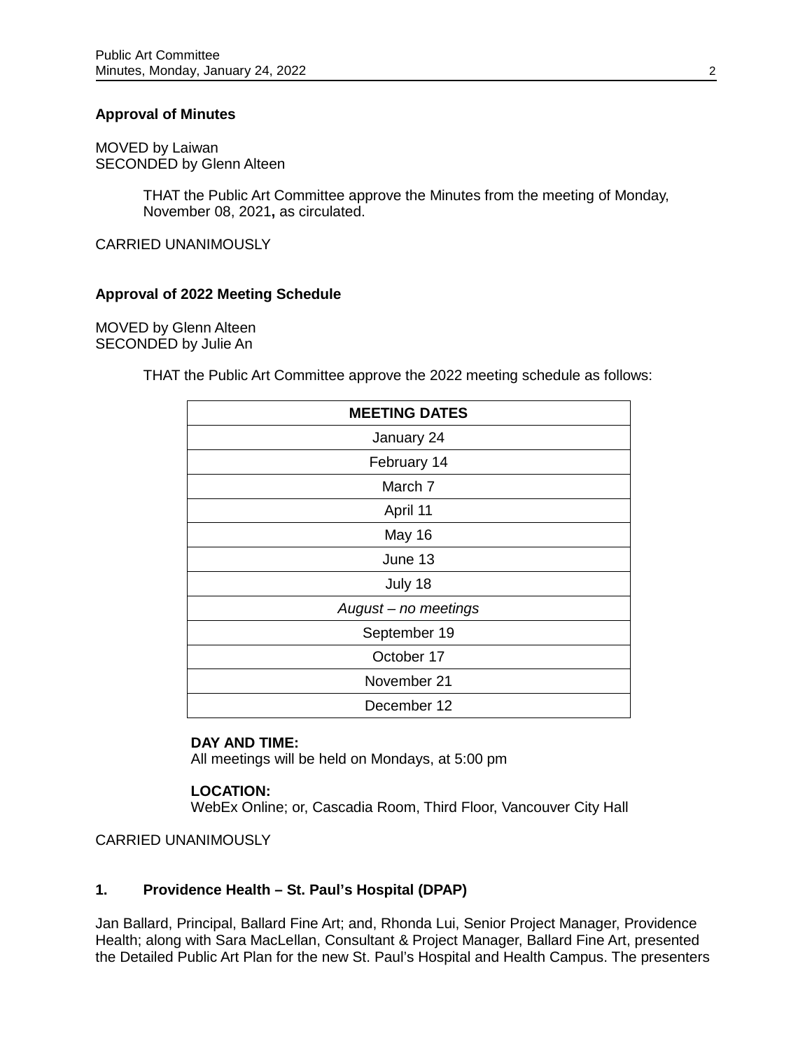**Approval of Minutes**

MOVED by Laiwan
SECONDED by Glenn Alteen

> THAT the Public Art Committee approve the Minutes from the meeting of Monday, November 08, 2021**,** as circulated.

CARRIED UNANIMOUSLY

**Approval of 2022 Meeting Schedule**

MOVED by Glenn Alteen
SECONDED by Julie An

> THAT the Public Art Committee approve the 2022 meeting schedule as follows:

| MEETING DATES |
|---|
| January 24 |
| February 14 |
| March 7 |
| April 11 |
| May 16 |
| June 13 |
| July 18 |
| *August – no meetings* |
| September 19 |
| October 17 |
| November 21 |
| December 12 |

> **DAY AND TIME:**
> All meetings will be held on Mondays, at 5:00 pm
>
> **LOCATION:**
> WebEx Online; or, Cascadia Room, Third Floor, Vancouver City Hall

CARRIED UNANIMOUSLY

**1. Providence Health – St. Paul's Hospital (DPAP)**

Jan Ballard, Principal, Ballard Fine Art; and, Rhonda Lui, Senior Project Manager, Providence Health; along with Sara MacLellan, Consultant & Project Manager, Ballard Fine Art, presented the Detailed Public Art Plan for the new St. Paul's Hospital and Health Campus. The presenters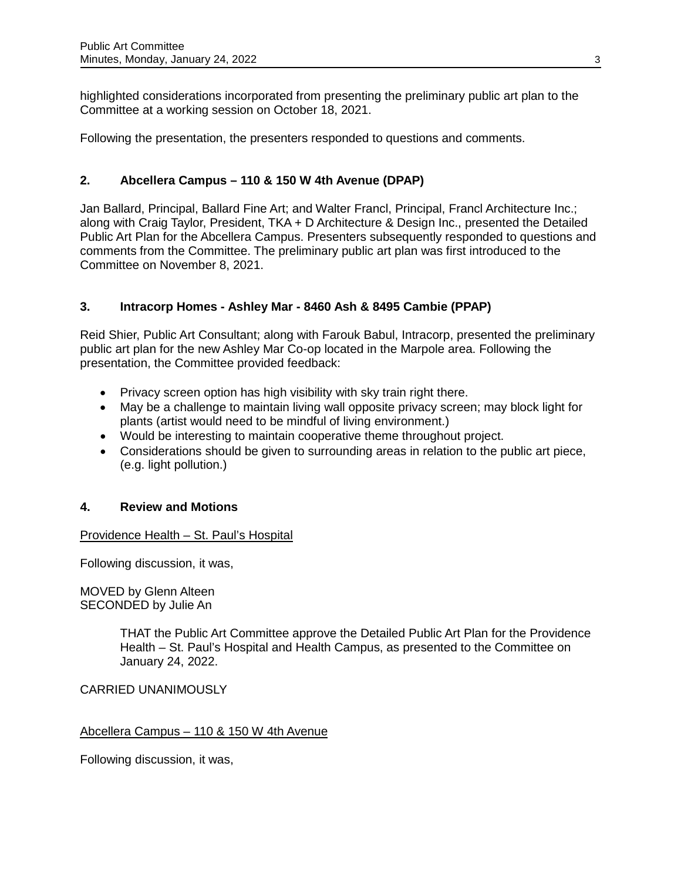highlighted considerations incorporated from presenting the preliminary public art plan to the Committee at a working session on October 18, 2021.

Following the presentation, the presenters responded to questions and comments.

## 2. Abcellera Campus – 110 & 150 W 4th Avenue (DPAP)

Jan Ballard, Principal, Ballard Fine Art; and Walter Francl, Principal, Francl Architecture Inc.; along with Craig Taylor, President, TKA + D Architecture & Design Inc., presented the Detailed Public Art Plan for the Abcellera Campus. Presenters subsequently responded to questions and comments from the Committee. The preliminary public art plan was first introduced to the Committee on November 8, 2021.

## 3. Intracorp Homes - Ashley Mar - 8460 Ash & 8495 Cambie (PPAP)

Reid Shier, Public Art Consultant; along with Farouk Babul, Intracorp, presented the preliminary public art plan for the new Ashley Mar Co-op located in the Marpole area. Following the presentation, the Committee provided feedback:

- Privacy screen option has high visibility with sky train right there.
- May be a challenge to maintain living wall opposite privacy screen; may block light for plants (artist would need to be mindful of living environment.)
- Would be interesting to maintain cooperative theme throughout project.
- Considerations should be given to surrounding areas in relation to the public art piece, (e.g. light pollution.)

## 4. Review and Motions

<u>Providence Health – St. Paul's Hospital</u>

Following discussion, it was,

MOVED by Glenn Alteen
SECONDED by Julie An

> THAT the Public Art Committee approve the Detailed Public Art Plan for the Providence Health – St. Paul's Hospital and Health Campus, as presented to the Committee on January 24, 2022.

CARRIED UNANIMOUSLY

<u>Abcellera Campus – 110 & 150 W 4th Avenue</u>

Following discussion, it was,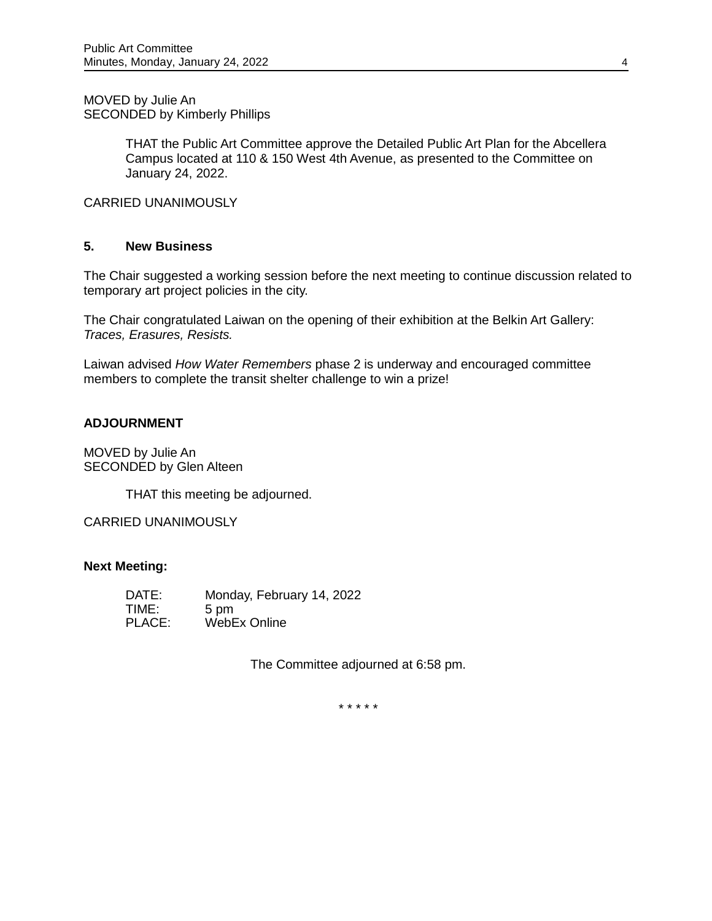MOVED by Julie An
SECONDED by Kimberly Phillips

> THAT the Public Art Committee approve the Detailed Public Art Plan for the Abcellera Campus located at 110 & 150 West 4th Avenue, as presented to the Committee on January 24, 2022.

CARRIED UNANIMOUSLY

## 5. New Business

The Chair suggested a working session before the next meeting to continue discussion related to temporary art project policies in the city.

The Chair congratulated Laiwan on the opening of their exhibition at the Belkin Art Gallery: *Traces, Erasures, Resists.*

Laiwan advised *How Water Remembers* phase 2 is underway and encouraged committee members to complete the transit shelter challenge to win a prize!

## ADJOURNMENT

MOVED by Julie An
SECONDED by Glen Alteen

> THAT this meeting be adjourned.

CARRIED UNANIMOUSLY

**Next Meeting:**

DATE: Monday, February 14, 2022
TIME: 5 pm
PLACE: WebEx Online

The Committee adjourned at 6:58 pm.

* * * * *